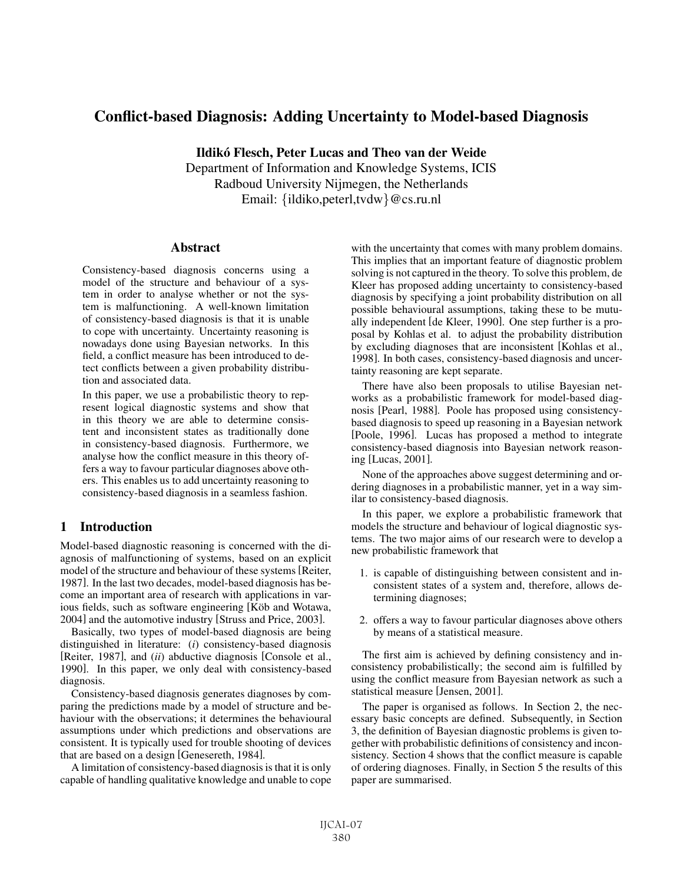# Conflict-based Diagnosis: Adding Uncertainty to Model-based Diagnosis

**Ildikó Flesch, Peter Lucas and Theo van der Weide**
Department of Information and Knowledge Systems, ICIS
Radboud University Nijmegen, the Netherlands
Email: {ildiko,peterl,tvdw}@cs.ru.nl

## Abstract

Consistency-based diagnosis concerns using a model of the structure and behaviour of a system in order to analyse whether or not the system is malfunctioning. A well-known limitation of consistency-based diagnosis is that it is unable to cope with uncertainty. Uncertainty reasoning is nowadays done using Bayesian networks. In this field, a conflict measure has been introduced to detect conflicts between a given probability distribution and associated data.

In this paper, we use a probabilistic theory to represent logical diagnostic systems and show that in this theory we are able to determine consistent and inconsistent states as traditionally done in consistency-based diagnosis. Furthermore, we analyse how the conflict measure in this theory offers a way to favour particular diagnoses above others. This enables us to add uncertainty reasoning to consistency-based diagnosis in a seamless fashion.

## 1 Introduction

Model-based diagnostic reasoning is concerned with the diagnosis of malfunctioning of systems, based on an explicit model of the structure and behaviour of these systems [Reiter, 1987]. In the last two decades, model-based diagnosis has become an important area of research with applications in various fields, such as software engineering [Köb and Wotawa, 2004] and the automotive industry [Struss and Price, 2003].

Basically, two types of model-based diagnosis are being distinguished in literature: (*i*) consistency-based diagnosis [Reiter, 1987], and (*ii*) abductive diagnosis [Console et al., 1990]. In this paper, we only deal with consistency-based diagnosis.

Consistency-based diagnosis generates diagnoses by comparing the predictions made by a model of structure and behaviour with the observations; it determines the behavioural assumptions under which predictions and observations are consistent. It is typically used for trouble shooting of devices that are based on a design [Genesereth, 1984].

A limitation of consistency-based diagnosis is that it is only capable of handling qualitative knowledge and unable to cope with the uncertainty that comes with many problem domains. This implies that an important feature of diagnostic problem solving is not captured in the theory. To solve this problem, de Kleer has proposed adding uncertainty to consistency-based diagnosis by specifying a joint probability distribution on all possible behavioural assumptions, taking these to be mutually independent [de Kleer, 1990]. One step further is a proposal by Kohlas et al. to adjust the probability distribution by excluding diagnoses that are inconsistent [Kohlas et al., 1998]. In both cases, consistency-based diagnosis and uncertainty reasoning are kept separate.

There have also been proposals to utilise Bayesian networks as a probabilistic framework for model-based diagnosis [Pearl, 1988]. Poole has proposed using consistency-based diagnosis to speed up reasoning in a Bayesian network [Poole, 1996]. Lucas has proposed a method to integrate consistency-based diagnosis into Bayesian network reasoning [Lucas, 2001].

None of the approaches above suggest determining and ordering diagnoses in a probabilistic manner, yet in a way similar to consistency-based diagnosis.

In this paper, we explore a probabilistic framework that models the structure and behaviour of logical diagnostic systems. The two major aims of our research were to develop a new probabilistic framework that

1. is capable of distinguishing between consistent and inconsistent states of a system and, therefore, allows determining diagnoses;
2. offers a way to favour particular diagnoses above others by means of a statistical measure.

The first aim is achieved by defining consistency and inconsistency probabilistically; the second aim is fulfilled by using the conflict measure from Bayesian network as such a statistical measure [Jensen, 2001].

The paper is organised as follows. In Section 2, the necessary basic concepts are defined. Subsequently, in Section 3, the definition of Bayesian diagnostic problems is given together with probabilistic definitions of consistency and inconsistency. Section 4 shows that the conflict measure is capable of ordering diagnoses. Finally, in Section 5 the results of this paper are summarised.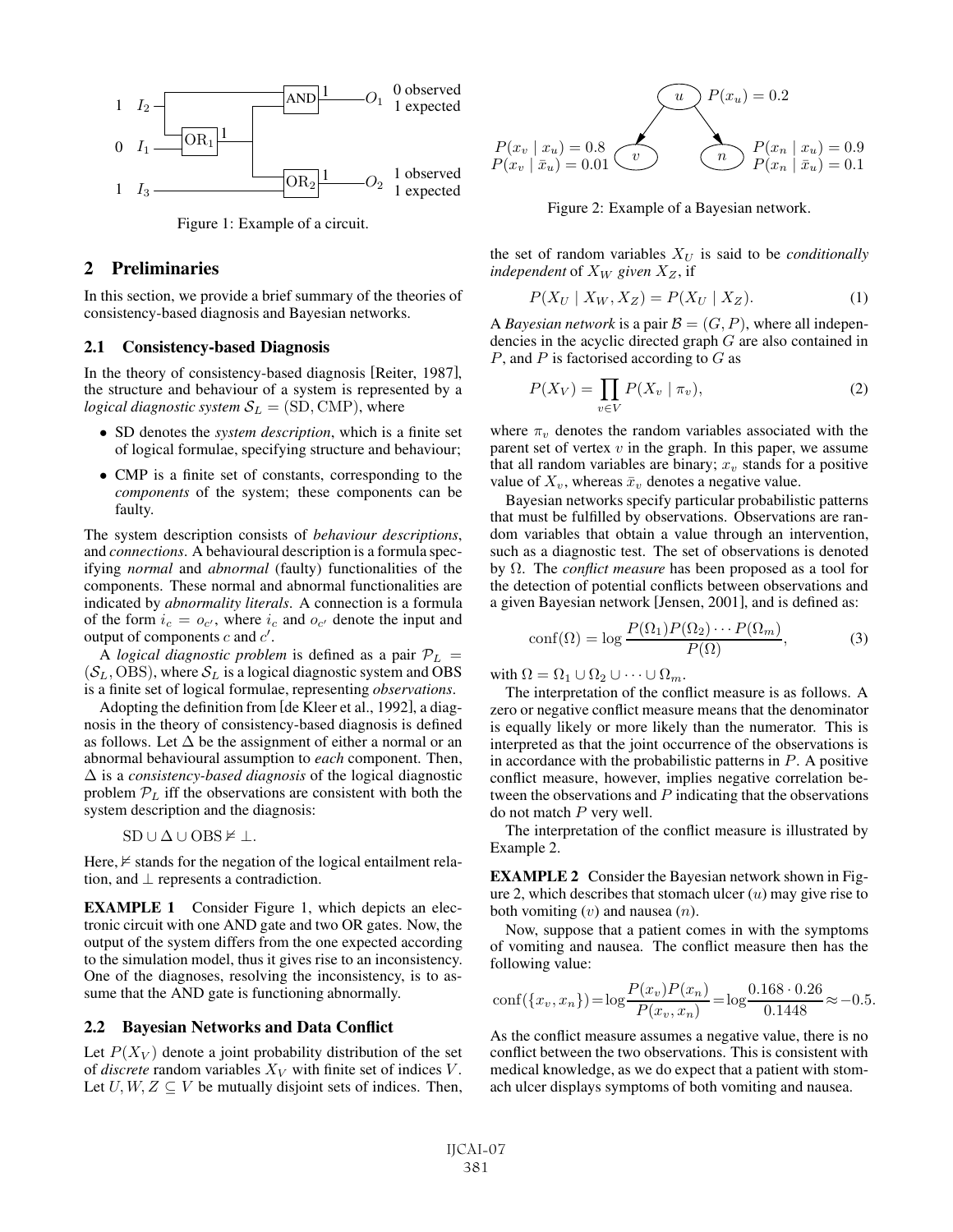Figure 1: Example of a circuit.

## 2 Preliminaries

In this section, we provide a brief summary of the theories of consistency-based diagnosis and Bayesian networks.

### 2.1 Consistency-based Diagnosis

In the theory of consistency-based diagnosis [Reiter, 1987], the structure and behaviour of a system is represented by a *logical diagnostic system* $\mathcal{S}_L = (\text{SD}, \text{CMP})$, where

- SD denotes the *system description*, which is a finite set of logical formulae, specifying structure and behaviour;
- CMP is a finite set of constants, corresponding to the *components* of the system; these components can be faulty.

The system description consists of *behaviour descriptions*, and *connections*. A behavioural description is a formula specifying *normal* and *abnormal* (faulty) functionalities of the components. These normal and abnormal functionalities are indicated by *abnormality literals*. A connection is a formula of the form $i_c = o_{c'}$, where $i_c$ and $o_{c'}$ denote the input and output of components $c$ and $c'$.

A *logical diagnostic problem* is defined as a pair $\mathcal{P}_L = (\mathcal{S}_L, \text{OBS})$, where $\mathcal{S}_L$ is a logical diagnostic system and OBS is a finite set of logical formulae, representing *observations*.

Adopting the definition from [de Kleer et al., 1992], a diagnosis in the theory of consistency-based diagnosis is defined as follows. Let $\Delta$ be the assignment of either a normal or an abnormal behavioural assumption to *each* component. Then, $\Delta$ is a *consistency-based diagnosis* of the logical diagnostic problem $\mathcal{P}_L$ iff the observations are consistent with both the system description and the diagnosis:

$$\text{SD} \cup \Delta \cup \text{OBS} \nvDash \bot.$$

Here, $\nvDash$ stands for the negation of the logical entailment relation, and $\bot$ represents a contradiction.

**EXAMPLE 1** Consider Figure 1, which depicts an electronic circuit with one AND gate and two OR gates. Now, the output of the system differs from the one expected according to the simulation model, thus it gives rise to an inconsistency. One of the diagnoses, resolving the inconsistency, is to assume that the AND gate is functioning abnormally.

### 2.2 Bayesian Networks and Data Conflict

Let $P(X_V)$ denote a joint probability distribution of the set of *discrete* random variables $X_V$ with finite set of indices $V$. Let $U, W, Z \subseteq V$ be mutually disjoint sets of indices. Then, the set of random variables $X_U$ is said to be *conditionally independent* of $X_W$ *given* $X_Z$, if

$$P(X_U \mid X_W, X_Z) = P(X_U \mid X_Z). \tag{1}$$

A *Bayesian network* is a pair $\mathcal{B} = (G, P)$, where all independencies in the acyclic directed graph $G$ are also contained in $P$, and $P$ is factorised according to $G$ as

$$P(X_V) = \prod_{v \in V} P(X_v \mid \pi_v), \tag{2}$$

where $\pi_v$ denotes the random variables associated with the parent set of vertex $v$ in the graph. In this paper, we assume that all random variables are binary; $x_v$ stands for a positive value of $X_v$, whereas $\bar{x}_v$ denotes a negative value.

Bayesian networks specify particular probabilistic patterns that must be fulfilled by observations. Observations are random variables that obtain a value through an intervention, such as a diagnostic test. The set of observations is denoted by $\Omega$. The *conflict measure* has been proposed as a tool for the detection of potential conflicts between observations and a given Bayesian network [Jensen, 2001], and is defined as:

$$\text{conf}(\Omega) = \log \frac{P(\Omega_1)P(\Omega_2)\cdots P(\Omega_m)}{P(\Omega)}, \tag{3}$$

with $\Omega = \Omega_1 \cup \Omega_2 \cup \cdots \cup \Omega_m$.

The interpretation of the conflict measure is as follows. A zero or negative conflict measure means that the denominator is equally likely or more likely than the numerator. This is interpreted as that the joint occurrence of the observations is in accordance with the probabilistic patterns in $P$. A positive conflict measure, however, implies negative correlation between the observations and $P$ indicating that the observations do not match $P$ very well.

The interpretation of the conflict measure is illustrated by Example 2.

Figure 2: Example of a Bayesian network.

**EXAMPLE 2** Consider the Bayesian network shown in Figure 2, which describes that stomach ulcer ($u$) may give rise to both vomiting ($v$) and nausea ($n$).

Now, suppose that a patient comes in with the symptoms of vomiting and nausea. The conflict measure then has the following value:

$$\text{conf}(\{x_v, x_n\}) = \log \frac{P(x_v)P(x_n)}{P(x_v, x_n)} = \log \frac{0.168 \cdot 0.26}{0.1448} \approx -0.5.$$

As the conflict measure assumes a negative value, there is no conflict between the two observations. This is consistent with medical knowledge, as we do expect that a patient with stomach ulcer displays symptoms of both vomiting and nausea.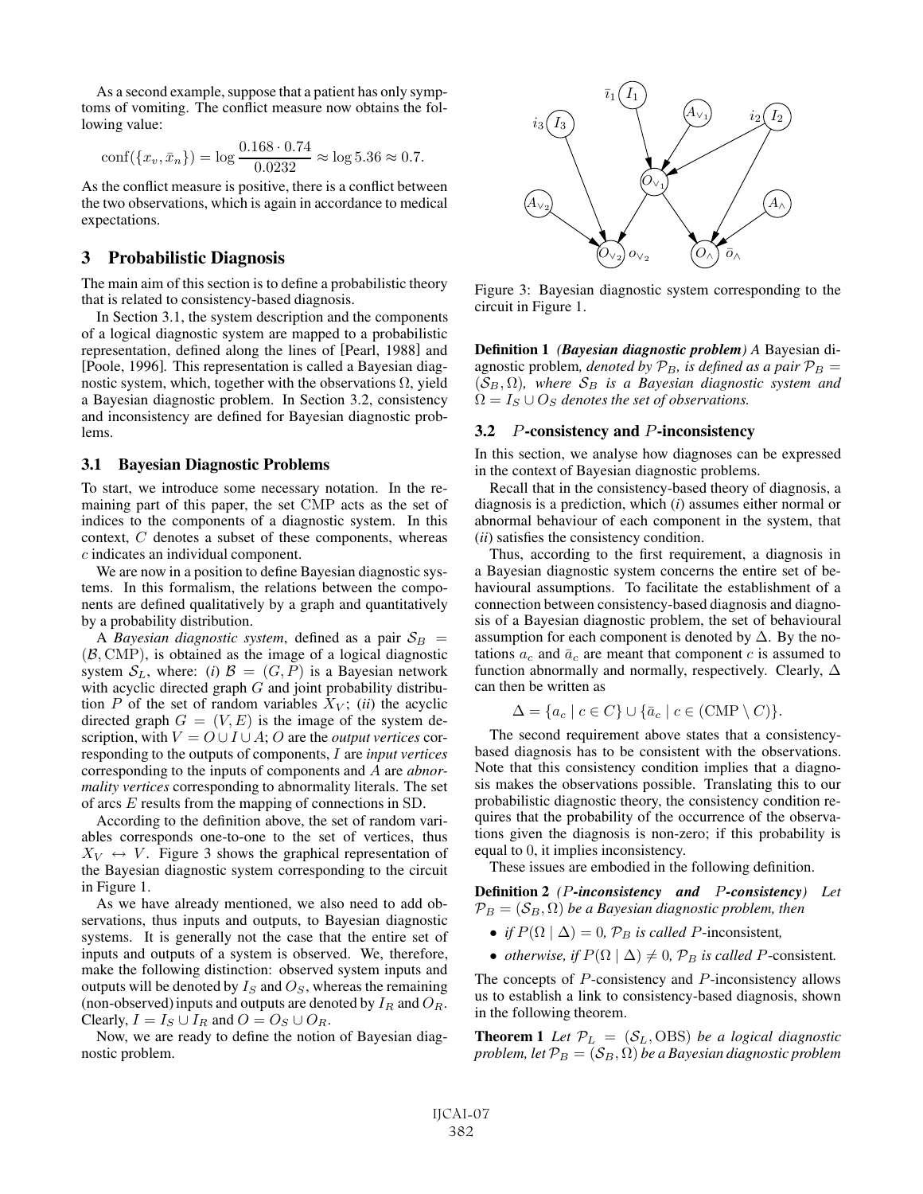As a second example, suppose that a patient has only symptoms of vomiting. The conflict measure now obtains the following value:

$$\text{conf}(\{x_v, \bar{x}_n\}) = \log \frac{0.168 \cdot 0.74}{0.0232} \approx \log 5.36 \approx 0.7.$$

As the conflict measure is positive, there is a conflict between the two observations, which is again in accordance to medical expectations.

## 3 Probabilistic Diagnosis

The main aim of this section is to define a probabilistic theory that is related to consistency-based diagnosis.

In Section 3.1, the system description and the components of a logical diagnostic system are mapped to a probabilistic representation, defined along the lines of [Pearl, 1988] and [Poole, 1996]. This representation is called a Bayesian diagnostic system, which, together with the observations $\Omega$, yield a Bayesian diagnostic problem. In Section 3.2, consistency and inconsistency are defined for Bayesian diagnostic problems.

### 3.1 Bayesian Diagnostic Problems

To start, we introduce some necessary notation. In the remaining part of this paper, the set CMP acts as the set of indices to the components of a diagnostic system. In this context, $C$ denotes a subset of these components, whereas $c$ indicates an individual component.

We are now in a position to define Bayesian diagnostic systems. In this formalism, the relations between the components are defined qualitatively by a graph and quantitatively by a probability distribution.

A *Bayesian diagnostic system*, defined as a pair $\mathcal{S}_B = (\mathcal{B}, \text{CMP})$, is obtained as the image of a logical diagnostic system $\mathcal{S}_L$, where: (*i*) $\mathcal{B} = (G, P)$ is a Bayesian network with acyclic directed graph $G$ and joint probability distribution $P$ of the set of random variables $X_V$; (*ii*) the acyclic directed graph $G = (V, E)$ is the image of the system description, with $V = O \cup I \cup A$; $O$ are the *output vertices* corresponding to the outputs of components, $I$ are *input vertices* corresponding to the inputs of components and $A$ are *abnormality vertices* corresponding to abnormality literals. The set of arcs $E$ results from the mapping of connections in SD.

According to the definition above, the set of random variables corresponds one-to-one to the set of vertices, thus $X_V \leftrightarrow V$. Figure 3 shows the graphical representation of the Bayesian diagnostic system corresponding to the circuit in Figure 1.

As we have already mentioned, we also need to add observations, thus inputs and outputs, to Bayesian diagnostic systems. It is generally not the case that the entire set of inputs and outputs of a system is observed. We, therefore, make the following distinction: observed system inputs and outputs will be denoted by $I_S$ and $O_S$, whereas the remaining (non-observed) inputs and outputs are denoted by $I_R$ and $O_R$. Clearly, $I = I_S \cup I_R$ and $O = O_S \cup O_R$.

Now, we are ready to define the notion of Bayesian diagnostic problem.

Figure 3: Bayesian diagnostic system corresponding to the circuit in Figure 1.

**Definition 1** ***(Bayesian diagnostic problem)*** *A* Bayesian diagnostic problem*, denoted by $\mathcal{P}_B$, is defined as a pair $\mathcal{P}_B = (\mathcal{S}_B, \Omega)$, where $\mathcal{S}_B$ is a Bayesian diagnostic system and $\Omega = I_S \cup O_S$ denotes the set of observations.*

### 3.2 $P$-consistency and $P$-inconsistency

In this section, we analyse how diagnoses can be expressed in the context of Bayesian diagnostic problems.

Recall that in the consistency-based theory of diagnosis, a diagnosis is a prediction, which (*i*) assumes either normal or abnormal behaviour of each component in the system, that (*ii*) satisfies the consistency condition.

Thus, according to the first requirement, a diagnosis in a Bayesian diagnostic system concerns the entire set of behavioural assumptions. To facilitate the establishment of a connection between consistency-based diagnosis and diagnosis of a Bayesian diagnostic problem, the set of behavioural assumption for each component is denoted by $\Delta$. By the notations $a_c$ and $\bar{a}_c$ are meant that component $c$ is assumed to function abnormally and normally, respectively. Clearly, $\Delta$ can then be written as

$$\Delta = \{a_c \mid c \in C\} \cup \{\bar{a}_c \mid c \in (\text{CMP} \setminus C)\}.$$

The second requirement above states that a consistency-based diagnosis has to be consistent with the observations. Note that this consistency condition implies that a diagnosis makes the observations possible. Translating this to our probabilistic diagnostic theory, the consistency condition requires that the probability of the occurrence of the observations given the diagnosis is non-zero; if this probability is equal to 0, it implies inconsistency.

These issues are embodied in the following definition.

**Definition 2** ***($P$-inconsistency and $P$-consistency)*** *Let $\mathcal{P}_B = (\mathcal{S}_B, \Omega)$ be a Bayesian diagnostic problem, then*

- *if $P(\Omega \mid \Delta) = 0$, $\mathcal{P}_B$ is called $P$-*inconsistent*,*
- *otherwise, if $P(\Omega \mid \Delta) \neq 0$, $\mathcal{P}_B$ is called $P$-*consistent*.*

The concepts of $P$-consistency and $P$-inconsistency allows us to establish a link to consistency-based diagnosis, shown in the following theorem.

**Theorem 1** *Let $\mathcal{P}_L = (\mathcal{S}_L, \text{OBS})$ be a logical diagnostic problem, let $\mathcal{P}_B = (\mathcal{S}_B, \Omega)$ be a Bayesian diagnostic problem*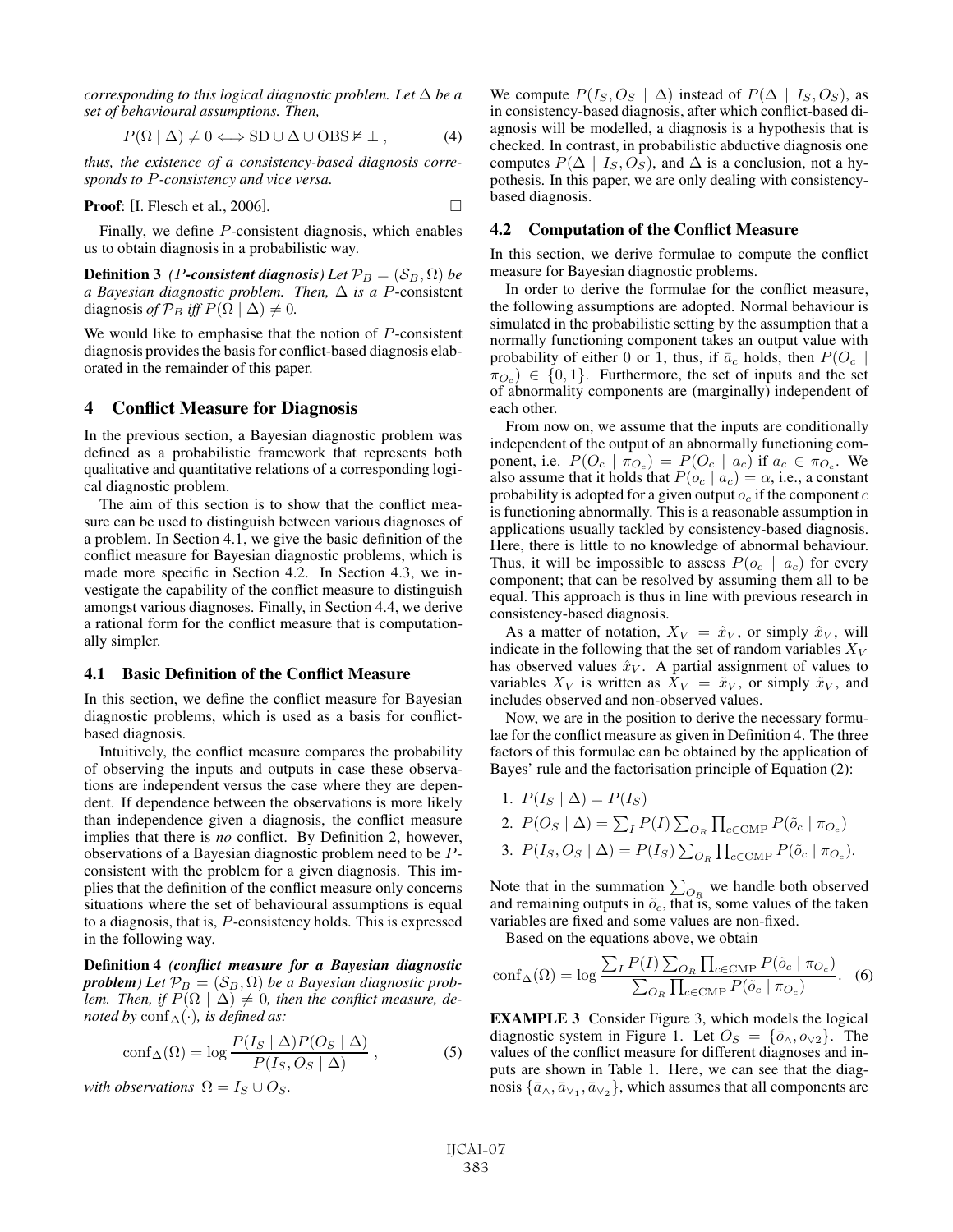*corresponding to this logical diagnostic problem. Let $\Delta$ be a set of behavioural assumptions. Then,*

$$P(\Omega \mid \Delta) \neq 0 \Longleftrightarrow \text{SD} \cup \Delta \cup \text{OBS} \nvDash \bot\,, \tag{4}$$

*thus, the existence of a consistency-based diagnosis corresponds to $P$-consistency and vice versa.*

**Proof**: [I. Flesch et al., 2006]. □

Finally, we define $P$-consistent diagnosis, which enables us to obtain diagnosis in a probabilistic way.

**Definition 3** *($P$-consistent diagnosis) Let $\mathcal{P}_B = (\mathcal{S}_B, \Omega)$ be a Bayesian diagnostic problem. Then, $\Delta$ is a $P$-consistent diagnosis of $\mathcal{P}_B$ iff $P(\Omega \mid \Delta) \neq 0$.*

We would like to emphasise that the notion of $P$-consistent diagnosis provides the basis for conflict-based diagnosis elaborated in the remainder of this paper.

## 4 Conflict Measure for Diagnosis

In the previous section, a Bayesian diagnostic problem was defined as a probabilistic framework that represents both qualitative and quantitative relations of a corresponding logical diagnostic problem.

The aim of this section is to show that the conflict measure can be used to distinguish between various diagnoses of a problem. In Section 4.1, we give the basic definition of the conflict measure for Bayesian diagnostic problems, which is made more specific in Section 4.2. In Section 4.3, we investigate the capability of the conflict measure to distinguish amongst various diagnoses. Finally, in Section 4.4, we derive a rational form for the conflict measure that is computationally simpler.

### 4.1 Basic Definition of the Conflict Measure

In this section, we define the conflict measure for Bayesian diagnostic problems, which is used as a basis for conflict-based diagnosis.

Intuitively, the conflict measure compares the probability of observing the inputs and outputs in case these observations are independent versus the case where they are dependent. If dependence between the observations is more likely than independence given a diagnosis, the conflict measure implies that there is *no* conflict. By Definition 2, however, observations of a Bayesian diagnostic problem need to be $P$-consistent with the problem for a given diagnosis. This implies that the definition of the conflict measure only concerns situations where the set of behavioural assumptions is equal to a diagnosis, that is, $P$-consistency holds. This is expressed in the following way.

**Definition 4** *(conflict measure for a Bayesian diagnostic problem) Let $\mathcal{P}_B = (\mathcal{S}_B, \Omega)$ be a Bayesian diagnostic problem. Then, if $P(\Omega \mid \Delta) \neq 0$, then the conflict measure, denoted by $\text{conf}_\Delta(\cdot)$, is defined as:*

$$\text{conf}_\Delta(\Omega) = \log \frac{P(I_S \mid \Delta) P(O_S \mid \Delta)}{P(I_S, O_S \mid \Delta)}\,, \tag{5}$$

*with observations $\Omega = I_S \cup O_S$.*

We compute $P(I_S, O_S \mid \Delta)$ instead of $P(\Delta \mid I_S, O_S)$, as in consistency-based diagnosis, after which conflict-based diagnosis will be modelled, a diagnosis is a hypothesis that is checked. In contrast, in probabilistic abductive diagnosis one computes $P(\Delta \mid I_S, O_S)$, and $\Delta$ is a conclusion, not a hypothesis. In this paper, we are only dealing with consistency-based diagnosis.

### 4.2 Computation of the Conflict Measure

In this section, we derive formulae to compute the conflict measure for Bayesian diagnostic problems.

In order to derive the formulae for the conflict measure, the following assumptions are adopted. Normal behaviour is simulated in the probabilistic setting by the assumption that a normally functioning component takes an output value with probability of either 0 or 1, thus, if $\bar{a}_c$ holds, then $P(O_c \mid \pi_{O_c}) \in \{0, 1\}$. Furthermore, the set of inputs and the set of abnormality components are (marginally) independent of each other.

From now on, we assume that the inputs are conditionally independent of the output of an abnormally functioning component, i.e. $P(O_c \mid \pi_{O_c}) = P(O_c \mid a_c)$ if $a_c \in \pi_{O_c}$. We also assume that it holds that $P(o_c \mid a_c) = \alpha$, i.e., a constant probability is adopted for a given output $o_c$ if the component $c$ is functioning abnormally. This is a reasonable assumption in applications usually tackled by consistency-based diagnosis. Here, there is little to no knowledge of abnormal behaviour. Thus, it will be impossible to assess $P(o_c \mid a_c)$ for every component; that can be resolved by assuming them all to be equal. This approach is thus in line with previous research in consistency-based diagnosis.

As a matter of notation, $X_V = \hat{x}_V$, or simply $\hat{x}_V$, will indicate in the following that the set of random variables $X_V$ has observed values $\hat{x}_V$. A partial assignment of values to variables $X_V$ is written as $X_V = \tilde{x}_V$, or simply $\tilde{x}_V$, and includes observed and non-observed values.

Now, we are in the position to derive the necessary formulae for the conflict measure as given in Definition 4. The three factors of this formulae can be obtained by the application of Bayes' rule and the factorisation principle of Equation (2):

1. $P(I_S \mid \Delta) = P(I_S)$
2. $P(O_S \mid \Delta) = \sum_I P(I) \sum_{O_R} \prod_{c \in \text{CMP}} P(\tilde{o}_c \mid \pi_{O_c})$
3. $P(I_S, O_S \mid \Delta) = P(I_S) \sum_{O_R} \prod_{c \in \text{CMP}} P(\tilde{o}_c \mid \pi_{O_c})$.

Note that in the summation $\sum_{O_R}$ we handle both observed and remaining outputs in $\tilde{o}_c$, that is, some values of the taken variables are fixed and some values are non-fixed.

Based on the equations above, we obtain

$$\text{conf}_\Delta(\Omega) = \log \frac{\sum_I P(I) \sum_{O_R} \prod_{c \in \text{CMP}} P(\tilde{o}_c \mid \pi_{O_c})}{\sum_{O_R} \prod_{c \in \text{CMP}} P(\tilde{o}_c \mid \pi_{O_c})}. \tag{6}$$

**EXAMPLE 3** Consider Figure 3, which models the logical diagnostic system in Figure 1. Let $O_S = \{\bar{o}_\wedge, o_{\vee 2}\}$. The values of the conflict measure for different diagnoses and inputs are shown in Table 1. Here, we can see that the diagnosis $\{\bar{a}_\wedge, \bar{a}_{\vee_1}, \bar{a}_{\vee_2}\}$, which assumes that all components are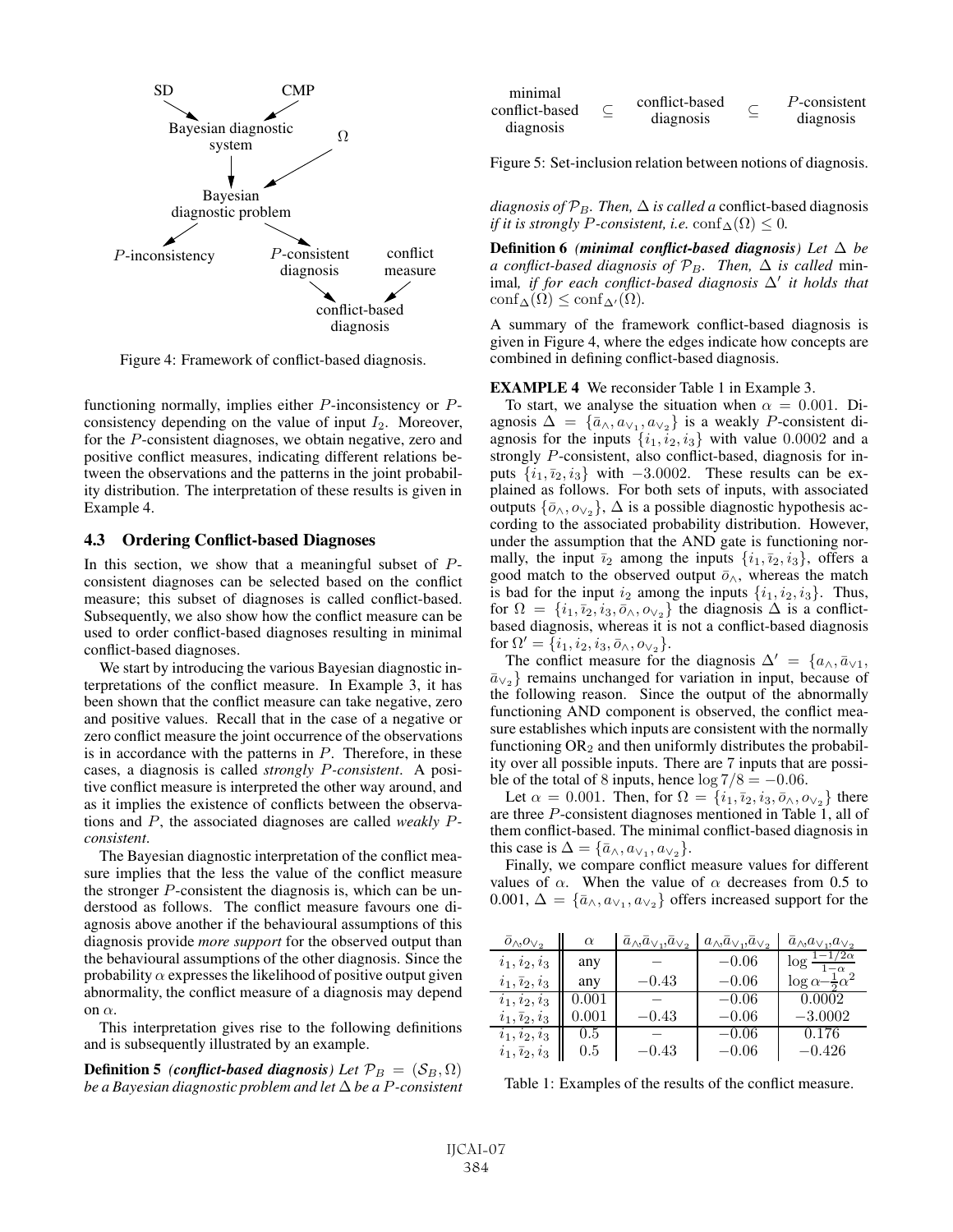Figure 4: Framework of conflict-based diagnosis.

functioning normally, implies either $P$-inconsistency or $P$-consistency depending on the value of input $I_2$. Moreover, for the $P$-consistent diagnoses, we obtain negative, zero and positive conflict measures, indicating different relations between the observations and the patterns in the joint probability distribution. The interpretation of these results is given in Example 4.

### 4.3 Ordering Conflict-based Diagnoses

In this section, we show that a meaningful subset of $P$-consistent diagnoses can be selected based on the conflict measure; this subset of diagnoses is called conflict-based. Subsequently, we also show how the conflict measure can be used to order conflict-based diagnoses resulting in minimal conflict-based diagnoses.

We start by introducing the various Bayesian diagnostic interpretations of the conflict measure. In Example 3, it has been shown that the conflict measure can take negative, zero and positive values. Recall that in the case of a negative or zero conflict measure the joint occurrence of the observations is in accordance with the patterns in $P$. Therefore, in these cases, a diagnosis is called *strongly $P$-consistent*. A positive conflict measure is interpreted the other way around, and as it implies the existence of conflicts between the observations and $P$, the associated diagnoses are called *weakly $P$-consistent*.

The Bayesian diagnostic interpretation of the conflict measure implies that the less the value of the conflict measure the stronger $P$-consistent the diagnosis is, which can be understood as follows. The conflict measure favours one diagnosis above another if the behavioural assumptions of this diagnosis provide *more support* for the observed output than the behavioural assumptions of the other diagnosis. Since the probability $\alpha$ expresses the likelihood of positive output given abnormality, the conflict measure of a diagnosis may depend on $\alpha$.

This interpretation gives rise to the following definitions and is subsequently illustrated by an example.

**Definition 5** *(conflict-based diagnosis) Let $\mathcal{P}_B = (\mathcal{S}_B, \Omega)$ be a Bayesian diagnostic problem and let $\Delta$ be a $P$-consistent diagnosis of $\mathcal{P}_B$. Then, $\Delta$ is called a* conflict-based diagnosis *if it is strongly $P$-consistent, i.e. $\text{conf}_\Delta(\Omega) \leq 0$.*

| minimal conflict-based diagnosis | $\subseteq$ | conflict-based diagnosis | $\subseteq$ | $P$-consistent diagnosis |
|---|---|---|---|---|

Figure 5: Set-inclusion relation between notions of diagnosis.

**Definition 6** *(minimal conflict-based diagnosis) Let $\Delta$ be a conflict-based diagnosis of $\mathcal{P}_B$. Then, $\Delta$ is called* minimal*, if for each conflict-based diagnosis $\Delta'$ it holds that $\text{conf}_\Delta(\Omega) \leq \text{conf}_{\Delta'}(\Omega)$.*

A summary of the framework conflict-based diagnosis is given in Figure 4, where the edges indicate how concepts are combined in defining conflict-based diagnosis.

**EXAMPLE 4** We reconsider Table 1 in Example 3.

To start, we analyse the situation when $\alpha = 0.001$. Diagnosis $\Delta = \{\bar{a}_\wedge, a_{\vee_1}, a_{\vee_2}\}$ is a weakly $P$-consistent diagnosis for the inputs $\{i_1, i_2, i_3\}$ with value $0.0002$ and a strongly $P$-consistent, also conflict-based, diagnosis for inputs $\{i_1, \bar{\imath}_2, i_3\}$ with $-3.0002$. These results can be explained as follows. For both sets of inputs, with associated outputs $\{\bar{o}_\wedge, o_{\vee_2}\}$, $\Delta$ is a possible diagnostic hypothesis according to the associated probability distribution. However, under the assumption that the AND gate is functioning normally, the input $\bar{\imath}_2$ among the inputs $\{i_1, \bar{\imath}_2, i_3\}$, offers a good match to the observed output $\bar{o}_\wedge$, whereas the match is bad for the input $i_2$ among the inputs $\{i_1, i_2, i_3\}$. Thus, for $\Omega = \{i_1, \bar{\imath}_2, i_3, \bar{o}_\wedge, o_{\vee_2}\}$ the diagnosis $\Delta$ is a conflict-based diagnosis, whereas it is not a conflict-based diagnosis for $\Omega' = \{i_1, i_2, i_3, \bar{o}_\wedge, o_{\vee_2}\}$.

The conflict measure for the diagnosis $\Delta' = \{a_\wedge, \bar{a}_{\vee 1}, \bar{a}_{\vee_2}\}$ remains unchanged for variation in input, because of the following reason. Since the output of the abnormally functioning AND component is observed, the conflict measure establishes which inputs are consistent with the normally functioning $\text{OR}_2$ and then uniformly distributes the probability over all possible inputs. There are 7 inputs that are possible of the total of 8 inputs, hence $\log 7/8 = -0.06$.

Let $\alpha = 0.001$. Then, for $\Omega = \{i_1, \bar{\imath}_2, i_3, \bar{o}_\wedge, o_{\vee_2}\}$ there are three $P$-consistent diagnoses mentioned in Table 1, all of them conflict-based. The minimal conflict-based diagnosis in this case is $\Delta = \{\bar{a}_\wedge, a_{\vee_1}, a_{\vee_2}\}$.

Finally, we compare conflict measure values for different values of $\alpha$. When the value of $\alpha$ decreases from 0.5 to 0.001, $\Delta = \{\bar{a}_\wedge, a_{\vee_1}, a_{\vee_2}\}$ offers increased support for the

| $\bar{o}_\wedge, o_{\vee_2}$ | $\alpha$ | $\bar{a}_\wedge, \bar{a}_{\vee_1}, \bar{a}_{\vee_2}$ | $a_\wedge, \bar{a}_{\vee_1}, \bar{a}_{\vee_2}$ | $\bar{a}_\wedge, a_{\vee_1}, a_{\vee_2}$ |
|---|---|---|---|---|
| $i_1, i_2, i_3$ | any | $-$ | $-0.06$ | $\log \frac{1-1/2\alpha}{1-\alpha}$ |
| $i_1, \bar{\imath}_2, i_3$ | any | $-0.43$ | $-0.06$ | $\log \alpha - \frac{1}{2}\alpha^2$ |
| $i_1, i_2, i_3$ | 0.001 | $-$ | $-0.06$ | 0.0002 |
| $i_1, \bar{\imath}_2, i_3$ | 0.001 | $-0.43$ | $-0.06$ | $-3.0002$ |
| $i_1, i_2, i_3$ | 0.5 | $-$ | $-0.06$ | 0.176 |
| $i_1, \bar{\imath}_2, i_3$ | 0.5 | $-0.43$ | $-0.06$ | $-0.426$ |

Table 1: Examples of the results of the conflict measure.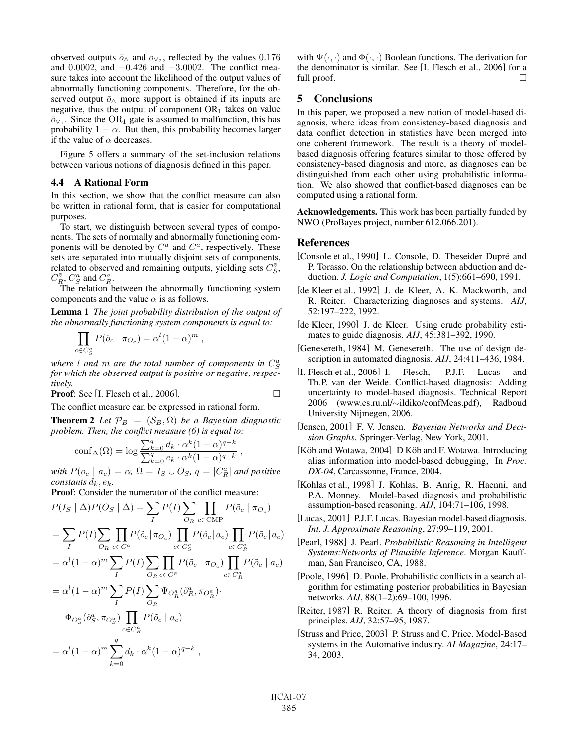observed outputs $\bar{o}_\wedge$ and $o_{\vee_2}$, reflected by the values 0.176 and 0.0002, and $-0.426$ and $-3.0002$. The conflict measure takes into account the likelihood of the output values of abnormally functioning components. Therefore, for the observed output $\bar{o}_\wedge$ more support is obtained if its inputs are negative, thus the output of component $\text{OR}_1$ takes on value $\bar{o}_{\vee_1}$. Since the $\text{OR}_1$ gate is assumed to malfunction, this has probability $1-\alpha$. But then, this probability becomes larger if the value of $\alpha$ decreases.

Figure 5 offers a summary of the set-inclusion relations between various notions of diagnosis defined in this paper.

### 4.4 A Rational Form

In this section, we show that the conflict measure can also be written in rational form, that is easier for computational purposes.

To start, we distinguish between several types of components. The sets of normally and abnormally functioning components will be denoted by $C^{\bar{a}}$ and $C^{a}$, respectively. These sets are separated into mutually disjoint sets of components, related to observed and remaining outputs, yielding sets $C_S^{\bar{a}}$, $C_R^{\bar{a}}$, $C_S^{a}$ and $C_R^{a}$.

The relation between the abnormally functioning system components and the value $\alpha$ is as follows.

**Lemma 1** *The joint probability distribution of the output of the abnormally functioning system components is equal to:*

$$\prod_{c \in C_S^a} P(\hat{o}_c \mid \pi_{O_c}) = \alpha^l (1-\alpha)^m ,$$

*where $l$ and $m$ are the total number of components in $C_S^a$ for which the observed output is positive or negative, respectively.*

**Proof**: See [I. Flesch et al., 2006]. □

The conflict measure can be expressed in rational form.

**Theorem 2** *Let $\mathcal{P}_B = (\mathcal{S}_B, \Omega)$ be a Bayesian diagnostic problem. Then, the conflict measure (6) is equal to:*

$$\text{conf}_\Delta(\Omega) = \log \frac{\sum_{k=0}^{q} d_k \cdot \alpha^k (1-\alpha)^{q-k}}{\sum_{k=0}^{q} e_k \cdot \alpha^k (1-\alpha)^{q-k}} ,$$

*with $P(o_c \mid a_c) = \alpha$, $\Omega = I_S \cup O_S$, $q = |C_R^a|$ and positive constants $d_k, e_k$.*

**Proof**: Consider the numerator of the conflict measure:

$$P(I_S \mid \Delta) P(O_S \mid \Delta) = \sum_I P(I) \sum_{O_R} \prod_{c \in \text{CMP}} P(\tilde{o}_c \mid \pi_{O_c})$$

$$= \sum_I P(I) \sum_{O_R} \prod_{c \in C^{\bar{a}}} P(\tilde{o}_c \mid \pi_{O_c}) \prod_{c \in C_S^a} P(\hat{o}_c \mid a_c) \prod_{c \in C_R^a} P(\tilde{o}_c \mid a_c)$$

$$= \alpha^l (1-\alpha)^m \sum_I P(I) \sum_{O_R} \prod_{c \in C^{\bar{a}}} P(\tilde{o}_c \mid \pi_{O_c}) \prod_{c \in C_R^a} P(\tilde{o}_c \mid a_c)$$

$$= \alpha^l (1-\alpha)^m \sum_I P(I) \sum_{O_R} \Psi_{O_R^{\bar{a}}}(\tilde{o}_R^{\bar{a}}, \pi_{O_R^{\bar{a}}}) \cdot$$

$$\Phi_{O_S^{\bar{a}}}(\hat{o}_S^{\bar{a}}, \pi_{O_S^{\bar{a}}}) \prod_{c \in C_R^a} P(\tilde{o}_c \mid a_c)$$

$$= \alpha^l (1-\alpha)^m \sum_{k=0}^{q} d_k \cdot \alpha^k (1-\alpha)^{q-k} ,$$

with $\Psi(\cdot,\cdot)$ and $\Phi(\cdot,\cdot)$ Boolean functions. The derivation for the denominator is similar. See [I. Flesch et al., 2006] for a full proof. □

## 5 Conclusions

In this paper, we proposed a new notion of model-based diagnosis, where ideas from consistency-based diagnosis and data conflict detection in statistics have been merged into one coherent framework. The result is a theory of model-based diagnosis offering features similar to those offered by consistency-based diagnosis and more, as diagnoses can be distinguished from each other using probabilistic information. We also showed that conflict-based diagnoses can be computed using a rational form.

**Acknowledgements.** This work has been partially funded by NWO (ProBayes project, number 612.066.201).

## References

[Console et al., 1990] L. Console, D. Theseider Dupré and P. Torasso. On the relationship between abduction and deduction. *J. Logic and Computation*, 1(5):661–690, 1991.

[de Kleer et al., 1992] J. de Kleer, A. K. Mackworth, and R. Reiter. Characterizing diagnoses and systems. *AIJ*, 52:197–222, 1992.

[de Kleer, 1990] J. de Kleer. Using crude probability estimates to guide diagnosis. *AIJ*, 45:381–392, 1990.

[Genesereth, 1984] M. Genesereth. The use of design description in automated diagnosis. *AIJ*, 24:411–436, 1984.

[I. Flesch et al., 2006] I. Flesch, P.J.F. Lucas and Th.P. van der Weide. Conflict-based diagnosis: Adding uncertainty to model-based diagnosis. Technical Report 2006 (www.cs.ru.nl/∼ildiko/confMeas.pdf), Radboud University Nijmegen, 2006.

[Jensen, 2001] F. V. Jensen. *Bayesian Networks and Decision Graphs*. Springer-Verlag, New York, 2001.

[Köb and Wotawa, 2004] D Köb and F. Wotawa. Introducing alias information into model-based debugging, In *Proc. DX-04*, Carcassonne, France, 2004.

[Kohlas et al., 1998] J. Kohlas, B. Anrig, R. Haenni, and P.A. Monney. Model-based diagnosis and probabilistic assumption-based reasoning. *AIJ*, 104:71–106, 1998.

[Lucas, 2001] P.J.F. Lucas. Bayesian model-based diagnosis. *Int. J. Approximate Reasoning*, 27:99–119, 2001.

[Pearl, 1988] J. Pearl. *Probabilistic Reasoning in Intelligent Systems:Networks of Plausible Inference*. Morgan Kauffman, San Francisco, CA, 1988.

[Poole, 1996] D. Poole. Probabilistic conflicts in a search algorithm for estimating posterior probabilities in Bayesian networks. *AIJ*, 88(1–2):69–100, 1996.

[Reiter, 1987] R. Reiter. A theory of diagnosis from first principles. *AIJ*, 32:57–95, 1987.

[Struss and Price, 2003] P. Struss and C. Price. Model-Based systems in the Automative industry. *AI Magazine*, 24:17–34, 2003.